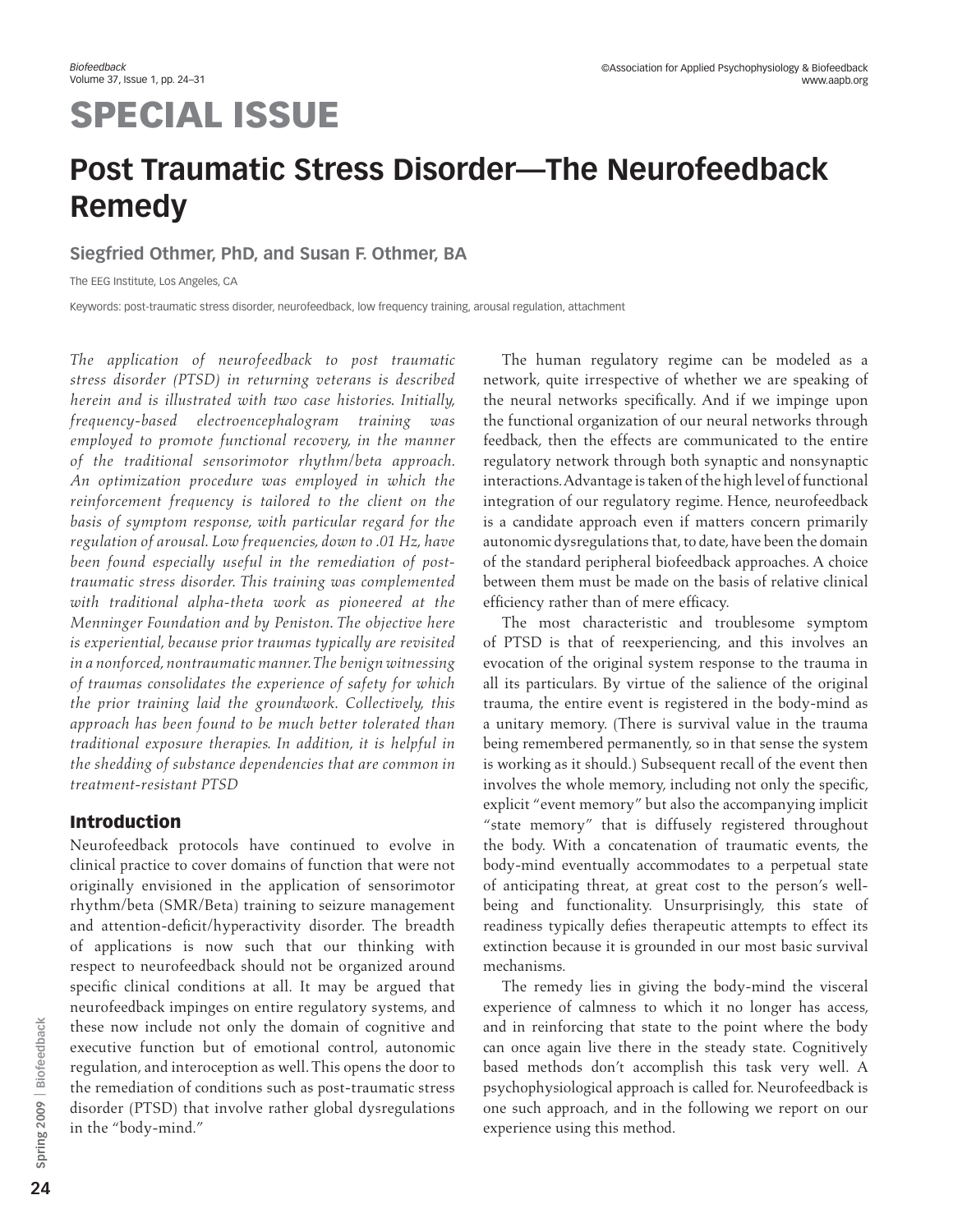# SPECIAL ISSUE

## Post Traumatic Stress Disorder—The Neurofeedback Remedy

**Siegfried Othmer, PhD, and Susan F. Othmer, BA**

The EEG Institute, Los Angeles, CA

Keywords: post-traumatic stress disorder, neurofeedback, low frequency training, arousal regulation, attachment

*The application of neurofeedback to post traumatic stress disorder (PTSD) in returning veterans is described herein and is illustrated with two case histories. Initially, frequency-based electroencephalogram training was employed to promote functional recovery, in the manner of the traditional sensorimotor rhythm/beta approach. An optimization procedure was employed in which the reinforcement frequency is tailored to the client on the basis of symptom response, with particular regard for the regulation of arousal. Low frequencies, down to .01 Hz, have been found especially useful in the remediation of post-traumatic stress disorder. This training was complemented with traditional alpha-theta work as pioneered at the Menninger Foundation and by Peniston. The objective here is experiential, because prior traumas typically are revisited in a nonforced, nontraumatic manner. The benign witnessing of traumas consolidates the experience of safety for which the prior training laid the groundwork. Collectively, this approach has been found to be much better tolerated than traditional exposure therapies. In addition, it is helpful in the shedding of substance dependencies that are common in treatment-resistant PTSD*

### Introduction

Neurofeedback protocols have continued to evolve in clinical practice to cover domains of function that were not originally envisioned in the application of sensorimotor rhythm/beta (SMR/Beta) training to seizure management and attention-deficit/hyperactivity disorder. The breadth of applications is now such that our thinking with respect to neurofeedback should not be organized around specific clinical conditions at all. It may be argued that neurofeedback impinges on entire regulatory systems, and these now include not only the domain of cognitive and executive function but of emotional control, autonomic regulation, and interoception as well. This opens the door to the remediation of conditions such as post-traumatic stress disorder (PTSD) that involve rather global dysregulations in the "body-mind."

The human regulatory regime can be modeled as a network, quite irrespective of whether we are speaking of the neural networks specifically. And if we impinge upon the functional organization of our neural networks through feedback, then the effects are communicated to the entire regulatory network through both synaptic and nonsynaptic interactions. Advantage is taken of the high level of functional integration of our regulatory regime. Hence, neurofeedback is a candidate approach even if matters concern primarily autonomic dysregulations that, to date, have been the domain of the standard peripheral biofeedback approaches. A choice between them must be made on the basis of relative clinical efficiency rather than of mere efficacy.

The most characteristic and troublesome symptom of PTSD is that of reexperiencing, and this involves an evocation of the original system response to the trauma in all its particulars. By virtue of the salience of the original trauma, the entire event is registered in the body-mind as a unitary memory. (There is survival value in the trauma being remembered permanently, so in that sense the system is working as it should.) Subsequent recall of the event then involves the whole memory, including not only the specific, explicit "event memory" but also the accompanying implicit "state memory" that is diffusely registered throughout the body. With a concatenation of traumatic events, the body-mind eventually accommodates to a perpetual state of anticipating threat, at great cost to the person's well-being and functionality. Unsurprisingly, this state of readiness typically defies therapeutic attempts to effect its extinction because it is grounded in our most basic survival mechanisms.

The remedy lies in giving the body-mind the visceral experience of calmness to which it no longer has access, and in reinforcing that state to the point where the body can once again live there in the steady state. Cognitively based methods don't accomplish this task very well. A psychophysiological approach is called for. Neurofeedback is one such approach, and in the following we report on our experience using this method.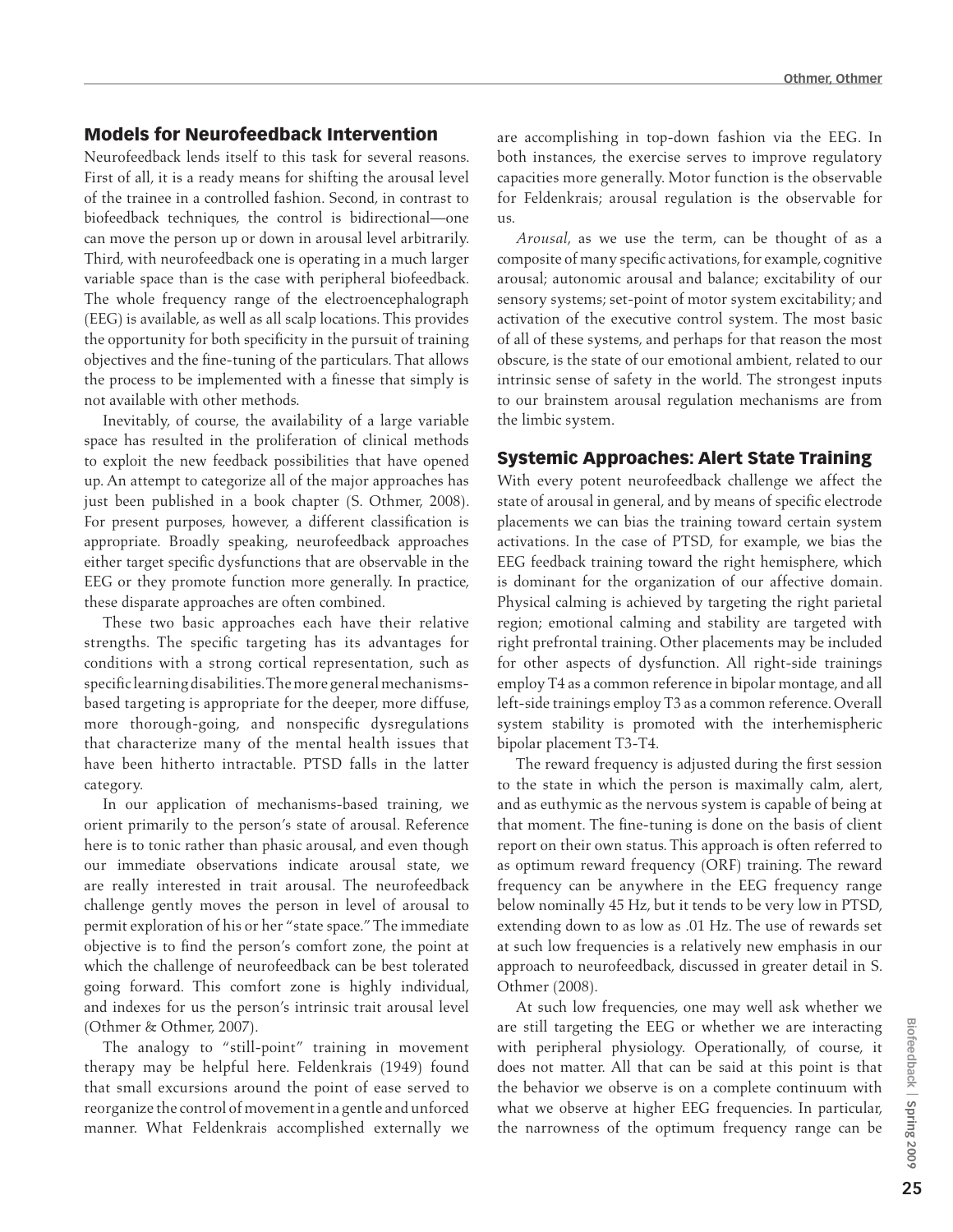## Models for Neurofeedback Intervention

Neurofeedback lends itself to this task for several reasons. First of all, it is a ready means for shifting the arousal level of the trainee in a controlled fashion. Second, in contrast to biofeedback techniques, the control is bidirectional—one can move the person up or down in arousal level arbitrarily. Third, with neurofeedback one is operating in a much larger variable space than is the case with peripheral biofeedback. The whole frequency range of the electroencephalograph (EEG) is available, as well as all scalp locations. This provides the opportunity for both specificity in the pursuit of training objectives and the fine-tuning of the particulars. That allows the process to be implemented with a finesse that simply is not available with other methods.

Inevitably, of course, the availability of a large variable space has resulted in the proliferation of clinical methods to exploit the new feedback possibilities that have opened up. An attempt to categorize all of the major approaches has just been published in a book chapter (S. Othmer, 2008). For present purposes, however, a different classification is appropriate. Broadly speaking, neurofeedback approaches either target specific dysfunctions that are observable in the EEG or they promote function more generally. In practice, these disparate approaches are often combined.

These two basic approaches each have their relative strengths. The specific targeting has its advantages for conditions with a strong cortical representation, such as specific learning disabilities. The more general mechanisms-based targeting is appropriate for the deeper, more diffuse, more thorough-going, and nonspecific dysregulations that characterize many of the mental health issues that have been hitherto intractable. PTSD falls in the latter category.

In our application of mechanisms-based training, we orient primarily to the person's state of arousal. Reference here is to tonic rather than phasic arousal, and even though our immediate observations indicate arousal state, we are really interested in trait arousal. The neurofeedback challenge gently moves the person in level of arousal to permit exploration of his or her "state space." The immediate objective is to find the person's comfort zone, the point at which the challenge of neurofeedback can be best tolerated going forward. This comfort zone is highly individual, and indexes for us the person's intrinsic trait arousal level (Othmer & Othmer, 2007).

The analogy to "still-point" training in movement therapy may be helpful here. Feldenkrais (1949) found that small excursions around the point of ease served to reorganize the control of movement in a gentle and unforced manner. What Feldenkrais accomplished externally we are accomplishing in top-down fashion via the EEG. In both instances, the exercise serves to improve regulatory capacities more generally. Motor function is the observable for Feldenkrais; arousal regulation is the observable for us.

*Arousal*, as we use the term, can be thought of as a composite of many specific activations, for example, cognitive arousal; autonomic arousal and balance; excitability of our sensory systems; set-point of motor system excitability; and activation of the executive control system. The most basic of all of these systems, and perhaps for that reason the most obscure, is the state of our emotional ambient, related to our intrinsic sense of safety in the world. The strongest inputs to our brainstem arousal regulation mechanisms are from the limbic system.

## Systemic Approaches: Alert State Training

With every potent neurofeedback challenge we affect the state of arousal in general, and by means of specific electrode placements we can bias the training toward certain system activations. In the case of PTSD, for example, we bias the EEG feedback training toward the right hemisphere, which is dominant for the organization of our affective domain. Physical calming is achieved by targeting the right parietal region; emotional calming and stability are targeted with right prefrontal training. Other placements may be included for other aspects of dysfunction. All right-side trainings employ T4 as a common reference in bipolar montage, and all left-side trainings employ T3 as a common reference. Overall system stability is promoted with the interhemispheric bipolar placement T3-T4.

The reward frequency is adjusted during the first session to the state in which the person is maximally calm, alert, and as euthymic as the nervous system is capable of being at that moment. The fine-tuning is done on the basis of client report on their own status. This approach is often referred to as optimum reward frequency (ORF) training. The reward frequency can be anywhere in the EEG frequency range below nominally 45 Hz, but it tends to be very low in PTSD, extending down to as low as .01 Hz. The use of rewards set at such low frequencies is a relatively new emphasis in our approach to neurofeedback, discussed in greater detail in S. Othmer (2008).

At such low frequencies, one may well ask whether we are still targeting the EEG or whether we are interacting with peripheral physiology. Operationally, of course, it does not matter. All that can be said at this point is that the behavior we observe is on a complete continuum with what we observe at higher EEG frequencies. In particular, the narrowness of the optimum frequency range can be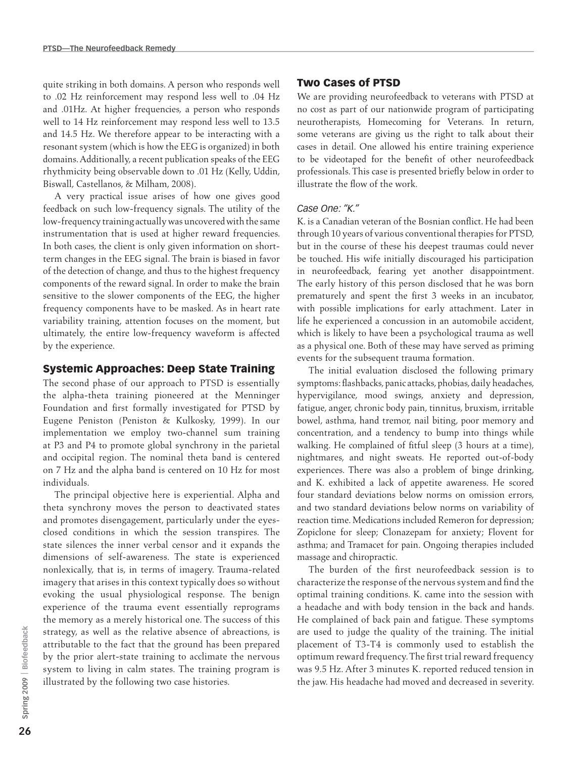quite striking in both domains. A person who responds well to .02 Hz reinforcement may respond less well to .04 Hz and .01Hz. At higher frequencies, a person who responds well to 14 Hz reinforcement may respond less well to 13.5 and 14.5 Hz. We therefore appear to be interacting with a resonant system (which is how the EEG is organized) in both domains. Additionally, a recent publication speaks of the EEG rhythmicity being observable down to .01 Hz (Kelly, Uddin, Biswall, Castellanos, & Milham, 2008).

A very practical issue arises of how one gives good feedback on such low-frequency signals. The utility of the low-frequency training actually was uncovered with the same instrumentation that is used at higher reward frequencies. In both cases, the client is only given information on short-term changes in the EEG signal. The brain is biased in favor of the detection of change, and thus to the highest frequency components of the reward signal. In order to make the brain sensitive to the slower components of the EEG, the higher frequency components have to be masked. As in heart rate variability training, attention focuses on the moment, but ultimately, the entire low-frequency waveform is affected by the experience.

## Systemic Approaches: Deep State Training

The second phase of our approach to PTSD is essentially the alpha-theta training pioneered at the Menninger Foundation and first formally investigated for PTSD by Eugene Peniston (Peniston & Kulkosky, 1999). In our implementation we employ two-channel sum training at P3 and P4 to promote global synchrony in the parietal and occipital region. The nominal theta band is centered on 7 Hz and the alpha band is centered on 10 Hz for most individuals.

The principal objective here is experiential. Alpha and theta synchrony moves the person to deactivated states and promotes disengagement, particularly under the eyes-closed conditions in which the session transpires. The state silences the inner verbal censor and it expands the dimensions of self-awareness. The state is experienced nonlexically, that is, in terms of imagery. Trauma-related imagery that arises in this context typically does so without evoking the usual physiological response. The benign experience of the trauma event essentially reprograms the memory as a merely historical one. The success of this strategy, as well as the relative absence of abreactions, is attributable to the fact that the ground has been prepared by the prior alert-state training to acclimate the nervous system to living in calm states. The training program is illustrated by the following two case histories.

## Two Cases of PTSD

We are providing neurofeedback to veterans with PTSD at no cost as part of our nationwide program of participating neurotherapists, Homecoming for Veterans. In return, some veterans are giving us the right to talk about their cases in detail. One allowed his entire training experience to be videotaped for the benefit of other neurofeedback professionals. This case is presented briefly below in order to illustrate the flow of the work.

### *Case One: "K."*

K. is a Canadian veteran of the Bosnian conflict. He had been through 10 years of various conventional therapies for PTSD, but in the course of these his deepest traumas could never be touched. His wife initially discouraged his participation in neurofeedback, fearing yet another disappointment. The early history of this person disclosed that he was born prematurely and spent the first 3 weeks in an incubator, with possible implications for early attachment. Later in life he experienced a concussion in an automobile accident, which is likely to have been a psychological trauma as well as a physical one. Both of these may have served as priming events for the subsequent trauma formation.

The initial evaluation disclosed the following primary symptoms: flashbacks, panic attacks, phobias, daily headaches, hypervigilance, mood swings, anxiety and depression, fatigue, anger, chronic body pain, tinnitus, bruxism, irritable bowel, asthma, hand tremor, nail biting, poor memory and concentration, and a tendency to bump into things while walking. He complained of fitful sleep (3 hours at a time), nightmares, and night sweats. He reported out-of-body experiences. There was also a problem of binge drinking, and K. exhibited a lack of appetite awareness. He scored four standard deviations below norms on omission errors, and two standard deviations below norms on variability of reaction time. Medications included Remeron for depression; Zopiclone for sleep; Clonazepam for anxiety; Flovent for asthma; and Tramacet for pain. Ongoing therapies included massage and chiropractic.

The burden of the first neurofeedback session is to characterize the response of the nervous system and find the optimal training conditions. K. came into the session with a headache and with body tension in the back and hands. He complained of back pain and fatigue. These symptoms are used to judge the quality of the training. The initial placement of T3-T4 is commonly used to establish the optimum reward frequency. The first trial reward frequency was 9.5 Hz. After 3 minutes K. reported reduced tension in the jaw. His headache had moved and decreased in severity.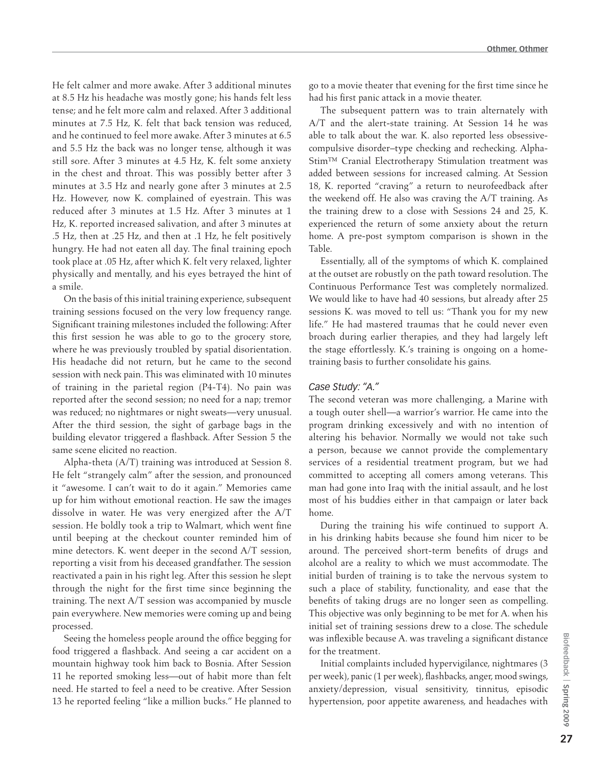He felt calmer and more awake. After 3 additional minutes at 8.5 Hz his headache was mostly gone; his hands felt less tense; and he felt more calm and relaxed. After 3 additional minutes at 7.5 Hz, K. felt that back tension was reduced, and he continued to feel more awake. After 3 minutes at 6.5 and 5.5 Hz the back was no longer tense, although it was still sore. After 3 minutes at 4.5 Hz, K. felt some anxiety in the chest and throat. This was possibly better after 3 minutes at 3.5 Hz and nearly gone after 3 minutes at 2.5 Hz. However, now K. complained of eyestrain. This was reduced after 3 minutes at 1.5 Hz. After 3 minutes at 1 Hz, K. reported increased salivation, and after 3 minutes at .5 Hz, then at .25 Hz, and then at .1 Hz, he felt positively hungry. He had not eaten all day. The final training epoch took place at .05 Hz, after which K. felt very relaxed, lighter physically and mentally, and his eyes betrayed the hint of a smile.

On the basis of this initial training experience, subsequent training sessions focused on the very low frequency range. Significant training milestones included the following: After this first session he was able to go to the grocery store, where he was previously troubled by spatial disorientation. His headache did not return, but he came to the second session with neck pain. This was eliminated with 10 minutes of training in the parietal region (P4-T4). No pain was reported after the second session; no need for a nap; tremor was reduced; no nightmares or night sweats—very unusual. After the third session, the sight of garbage bags in the building elevator triggered a flashback. After Session 5 the same scene elicited no reaction.

Alpha-theta (A/T) training was introduced at Session 8. He felt "strangely calm" after the session, and pronounced it "awesome. I can't wait to do it again." Memories came up for him without emotional reaction. He saw the images dissolve in water. He was very energized after the A/T session. He boldly took a trip to Walmart, which went fine until beeping at the checkout counter reminded him of mine detectors. K. went deeper in the second A/T session, reporting a visit from his deceased grandfather. The session reactivated a pain in his right leg. After this session he slept through the night for the first time since beginning the training. The next A/T session was accompanied by muscle pain everywhere. New memories were coming up and being processed.

Seeing the homeless people around the office begging for food triggered a flashback. And seeing a car accident on a mountain highway took him back to Bosnia. After Session 11 he reported smoking less—out of habit more than felt need. He started to feel a need to be creative. After Session 13 he reported feeling "like a million bucks." He planned to go to a movie theater that evening for the first time since he had his first panic attack in a movie theater.

The subsequent pattern was to train alternately with A/T and the alert-state training. At Session 14 he was able to talk about the war. K. also reported less obsessive-compulsive disorder–type checking and rechecking. Alpha-Stim™ Cranial Electrotherapy Stimulation treatment was added between sessions for increased calming. At Session 18, K. reported "craving" a return to neurofeedback after the weekend off. He also was craving the A/T training. As the training drew to a close with Sessions 24 and 25, K. experienced the return of some anxiety about the return home. A pre-post symptom comparison is shown in the Table.

Essentially, all of the symptoms of which K. complained at the outset are robustly on the path toward resolution. The Continuous Performance Test was completely normalized. We would like to have had 40 sessions, but already after 25 sessions K. was moved to tell us: "Thank you for my new life." He had mastered traumas that he could never even broach during earlier therapies, and they had largely left the stage effortlessly. K.'s training is ongoing on a home-training basis to further consolidate his gains.

### *Case Study: "A."*

The second veteran was more challenging, a Marine with a tough outer shell—a warrior's warrior. He came into the program drinking excessively and with no intention of altering his behavior. Normally we would not take such a person, because we cannot provide the complementary services of a residential treatment program, but we had committed to accepting all comers among veterans. This man had gone into Iraq with the initial assault, and he lost most of his buddies either in that campaign or later back home.

During the training his wife continued to support A. in his drinking habits because she found him nicer to be around. The perceived short-term benefits of drugs and alcohol are a reality to which we must accommodate. The initial burden of training is to take the nervous system to such a place of stability, functionality, and ease that the benefits of taking drugs are no longer seen as compelling. This objective was only beginning to be met for A. when his initial set of training sessions drew to a close. The schedule was inflexible because A. was traveling a significant distance for the treatment.

Initial complaints included hypervigilance, nightmares (3 per week), panic (1 per week), flashbacks, anger, mood swings, anxiety/depression, visual sensitivity, tinnitus, episodic hypertension, poor appetite awareness, and headaches with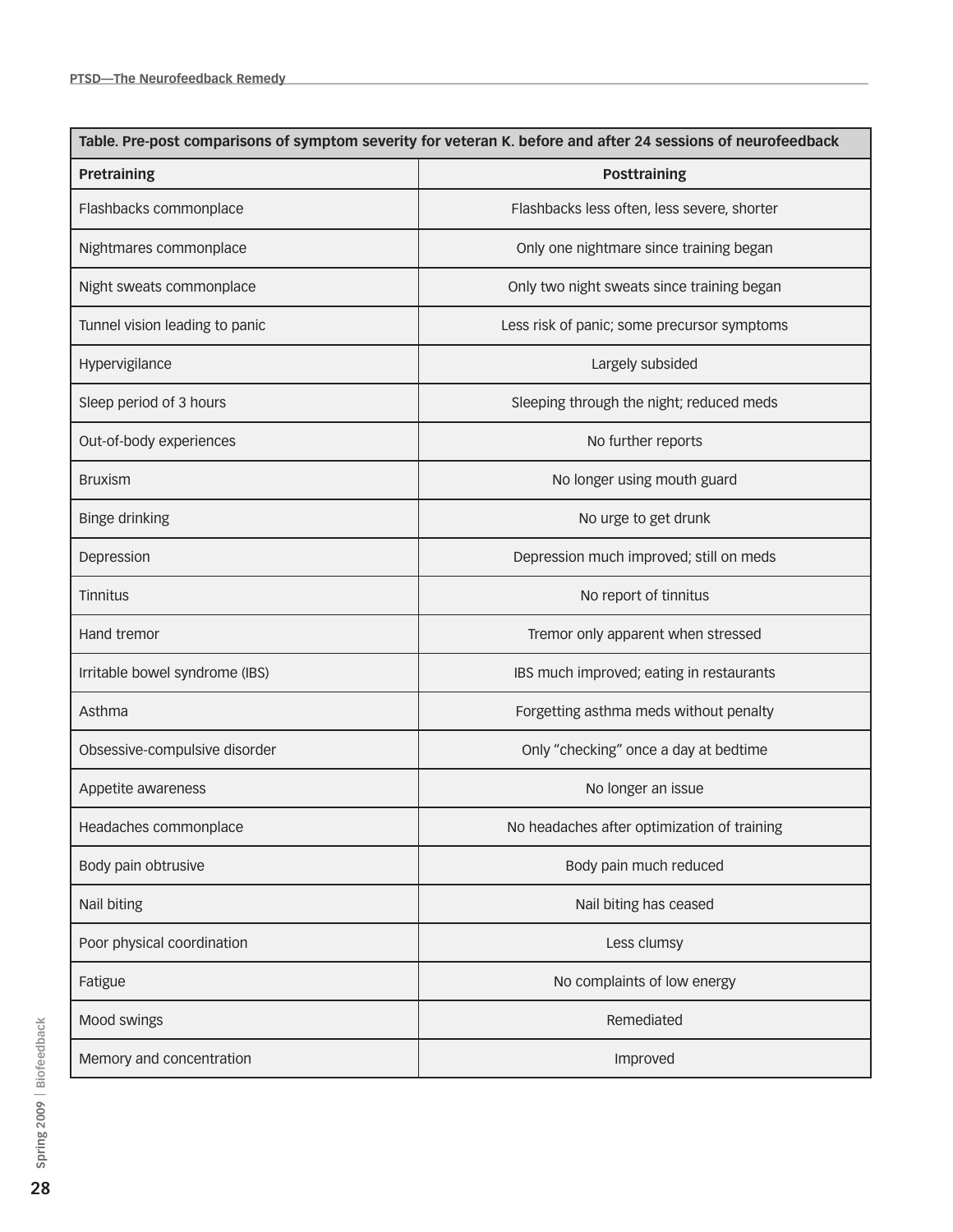Table. Pre-post comparisons of symptom severity for veteran K. before and after 24 sessions of neurofeedback

| Pretraining | Posttraining |
|---|---|
| Flashbacks commonplace | Flashbacks less often, less severe, shorter |
| Nightmares commonplace | Only one nightmare since training began |
| Night sweats commonplace | Only two night sweats since training began |
| Tunnel vision leading to panic | Less risk of panic; some precursor symptoms |
| Hypervigilance | Largely subsided |
| Sleep period of 3 hours | Sleeping through the night; reduced meds |
| Out-of-body experiences | No further reports |
| Bruxism | No longer using mouth guard |
| Binge drinking | No urge to get drunk |
| Depression | Depression much improved; still on meds |
| Tinnitus | No report of tinnitus |
| Hand tremor | Tremor only apparent when stressed |
| Irritable bowel syndrome (IBS) | IBS much improved; eating in restaurants |
| Asthma | Forgetting asthma meds without penalty |
| Obsessive-compulsive disorder | Only "checking" once a day at bedtime |
| Appetite awareness | No longer an issue |
| Headaches commonplace | No headaches after optimization of training |
| Body pain obtrusive | Body pain much reduced |
| Nail biting | Nail biting has ceased |
| Poor physical coordination | Less clumsy |
| Fatigue | No complaints of low energy |
| Mood swings | Remediated |
| Memory and concentration | Improved |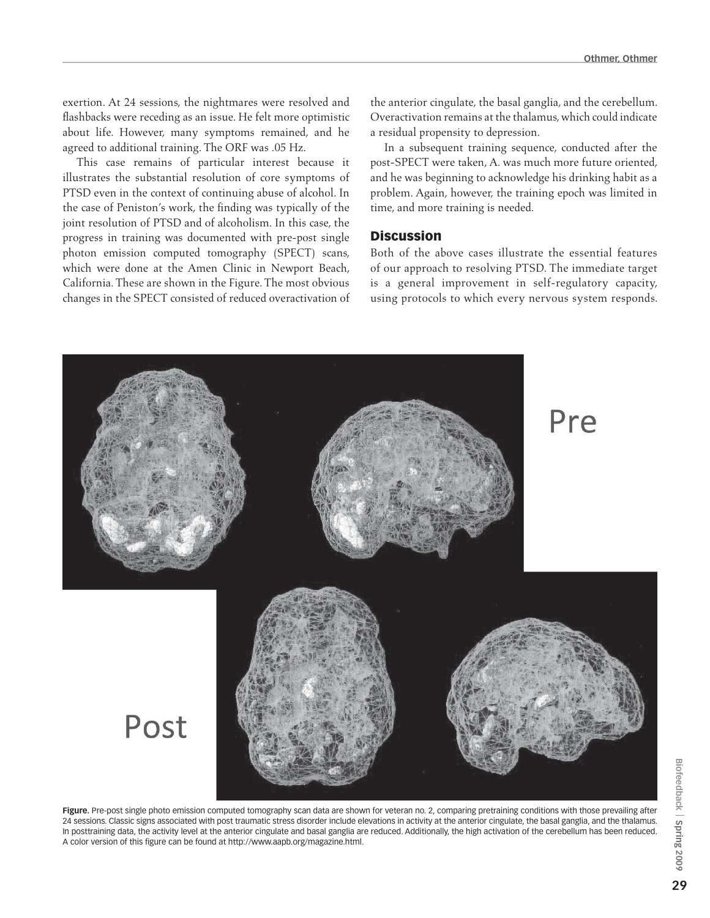exertion. At 24 sessions, the nightmares were resolved and flashbacks were receding as an issue. He felt more optimistic about life. However, many symptoms remained, and he agreed to additional training. The ORF was .05 Hz.

This case remains of particular interest because it illustrates the substantial resolution of core symptoms of PTSD even in the context of continuing abuse of alcohol. In the case of Peniston's work, the finding was typically of the joint resolution of PTSD and of alcoholism. In this case, the progress in training was documented with pre-post single photon emission computed tomography (SPECT) scans, which were done at the Amen Clinic in Newport Beach, California. These are shown in the Figure. The most obvious changes in the SPECT consisted of reduced overactivation of the anterior cingulate, the basal ganglia, and the cerebellum. Overactivation remains at the thalamus, which could indicate a residual propensity to depression.

In a subsequent training sequence, conducted after the post-SPECT were taken, A. was much more future oriented, and he was beginning to acknowledge his drinking habit as a problem. Again, however, the training epoch was limited in time, and more training is needed.

## Discussion

Both of the above cases illustrate the essential features of our approach to resolving PTSD. The immediate target is a general improvement in self-regulatory capacity, using protocols to which every nervous system responds.

**Figure.** Pre-post single photo emission computed tomography scan data are shown for veteran no. 2, comparing pretraining conditions with those prevailing after 24 sessions. Classic signs associated with post traumatic stress disorder include elevations in activity at the anterior cingulate, the basal ganglia, and the thalamus. In posttraining data, the activity level at the anterior cingulate and basal ganglia are reduced. Additionally, the high activation of the cerebellum has been reduced. A color version of this figure can be found at http://www.aapb.org/magazine.html.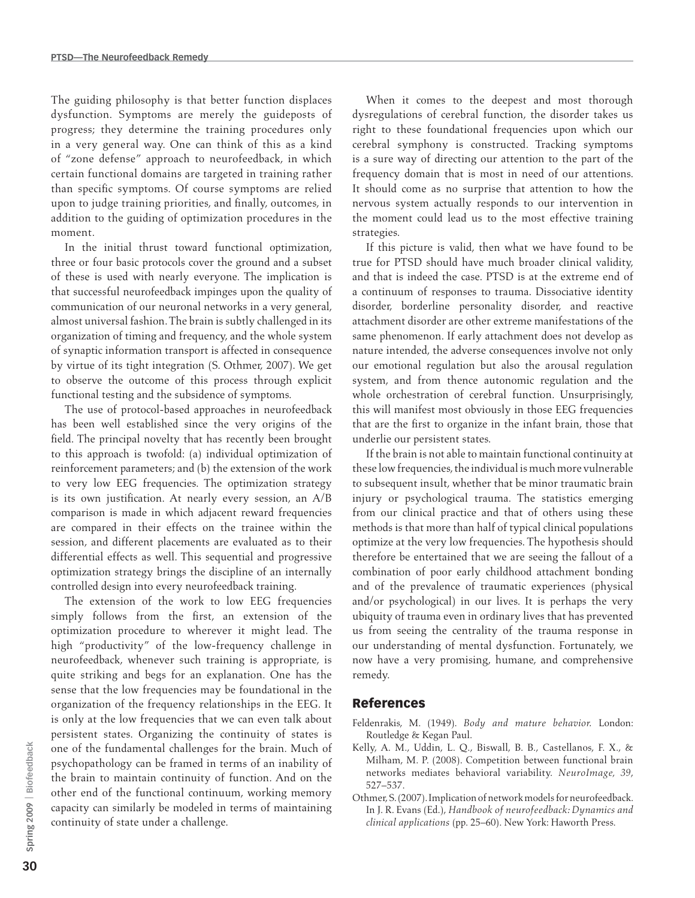The guiding philosophy is that better function displaces dysfunction. Symptoms are merely the guideposts of progress; they determine the training procedures only in a very general way. One can think of this as a kind of "zone defense" approach to neurofeedback, in which certain functional domains are targeted in training rather than specific symptoms. Of course symptoms are relied upon to judge training priorities, and finally, outcomes, in addition to the guiding of optimization procedures in the moment.

In the initial thrust toward functional optimization, three or four basic protocols cover the ground and a subset of these is used with nearly everyone. The implication is that successful neurofeedback impinges upon the quality of communication of our neuronal networks in a very general, almost universal fashion. The brain is subtly challenged in its organization of timing and frequency, and the whole system of synaptic information transport is affected in consequence by virtue of its tight integration (S. Othmer, 2007). We get to observe the outcome of this process through explicit functional testing and the subsidence of symptoms.

The use of protocol-based approaches in neurofeedback has been well established since the very origins of the field. The principal novelty that has recently been brought to this approach is twofold: (a) individual optimization of reinforcement parameters; and (b) the extension of the work to very low EEG frequencies. The optimization strategy is its own justification. At nearly every session, an A/B comparison is made in which adjacent reward frequencies are compared in their effects on the trainee within the session, and different placements are evaluated as to their differential effects as well. This sequential and progressive optimization strategy brings the discipline of an internally controlled design into every neurofeedback training.

The extension of the work to low EEG frequencies simply follows from the first, an extension of the optimization procedure to wherever it might lead. The high "productivity" of the low-frequency challenge in neurofeedback, whenever such training is appropriate, is quite striking and begs for an explanation. One has the sense that the low frequencies may be foundational in the organization of the frequency relationships in the EEG. It is only at the low frequencies that we can even talk about persistent states. Organizing the continuity of states is one of the fundamental challenges for the brain. Much of psychopathology can be framed in terms of an inability of the brain to maintain continuity of function. And on the other end of the functional continuum, working memory capacity can similarly be modeled in terms of maintaining continuity of state under a challenge.

When it comes to the deepest and most thorough dysregulations of cerebral function, the disorder takes us right to these foundational frequencies upon which our cerebral symphony is constructed. Tracking symptoms is a sure way of directing our attention to the part of the frequency domain that is most in need of our attentions. It should come as no surprise that attention to how the nervous system actually responds to our intervention in the moment could lead us to the most effective training strategies.

If this picture is valid, then what we have found to be true for PTSD should have much broader clinical validity, and that is indeed the case. PTSD is at the extreme end of a continuum of responses to trauma. Dissociative identity disorder, borderline personality disorder, and reactive attachment disorder are other extreme manifestations of the same phenomenon. If early attachment does not develop as nature intended, the adverse consequences involve not only our emotional regulation but also the arousal regulation system, and from thence autonomic regulation and the whole orchestration of cerebral function. Unsurprisingly, this will manifest most obviously in those EEG frequencies that are the first to organize in the infant brain, those that underlie our persistent states.

If the brain is not able to maintain functional continuity at these low frequencies, the individual is much more vulnerable to subsequent insult, whether that be minor traumatic brain injury or psychological trauma. The statistics emerging from our clinical practice and that of others using these methods is that more than half of typical clinical populations optimize at the very low frequencies. The hypothesis should therefore be entertained that we are seeing the fallout of a combination of poor early childhood attachment bonding and of the prevalence of traumatic experiences (physical and/or psychological) in our lives. It is perhaps the very ubiquity of trauma even in ordinary lives that has prevented us from seeing the centrality of the trauma response in our understanding of mental dysfunction. Fortunately, we now have a very promising, humane, and comprehensive remedy.

## References

Feldenrakis, M. (1949). *Body and mature behavior.* London: Routledge & Kegan Paul.

Kelly, A. M., Uddin, L. Q., Biswall, B. B., Castellanos, F. X., & Milham, M. P. (2008). Competition between functional brain networks mediates behavioral variability. *NeuroImage, 39*, 527–537.

Othmer, S. (2007). Implication of network models for neurofeedback. In J. R. Evans (Ed.), *Handbook of neurofeedback: Dynamics and clinical applications* (pp. 25–60). New York: Haworth Press.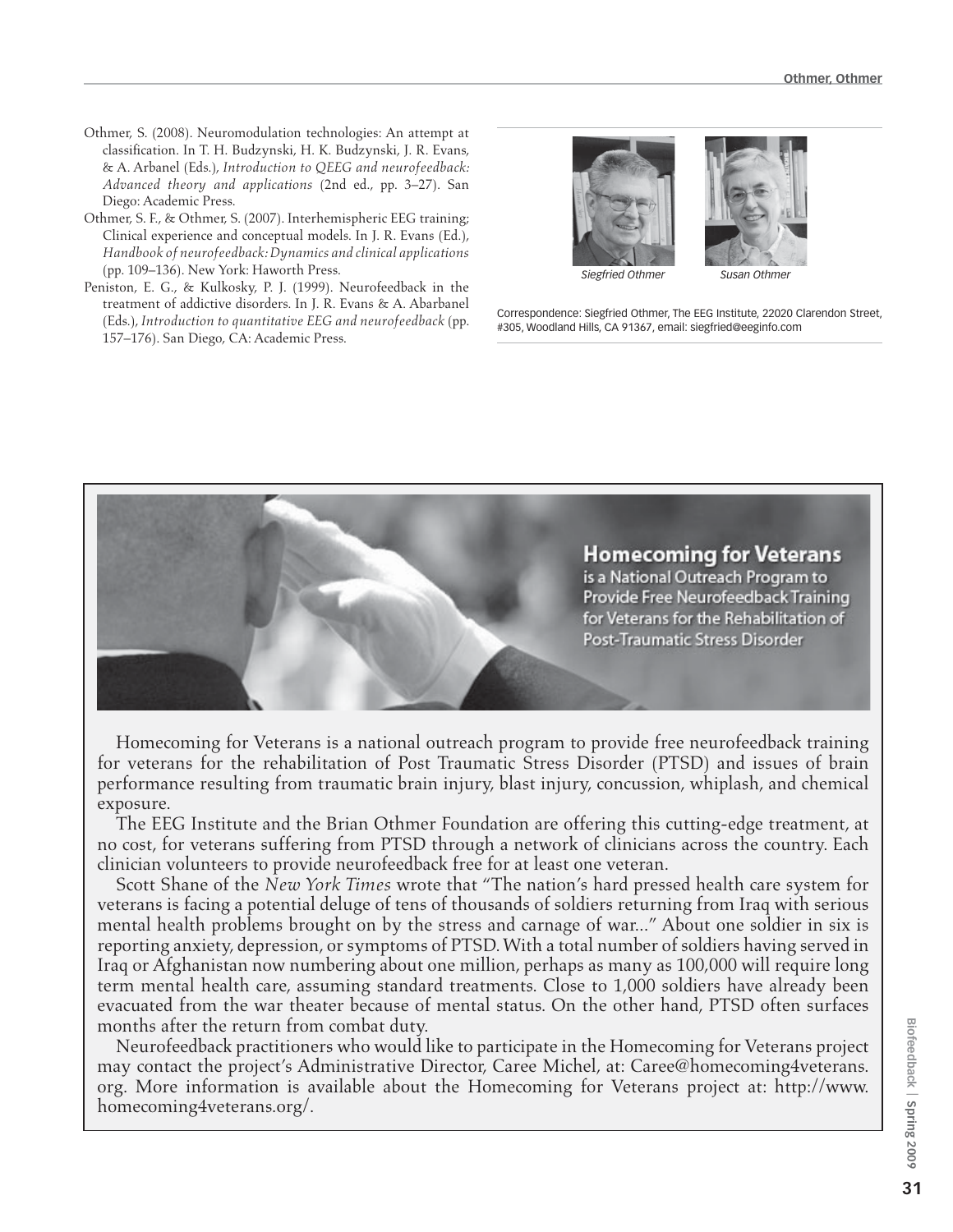Othmer, S. (2008). Neuromodulation technologies: An attempt at classification. In T. H. Budzynski, H. K. Budzynski, J. R. Evans, & A. Arbanel (Eds.), *Introduction to QEEG and neurofeedback: Advanced theory and applications* (2nd ed., pp. 3–27). San Diego: Academic Press.

Othmer, S. F., & Othmer, S. (2007). Interhemispheric EEG training; Clinical experience and conceptual models. In J. R. Evans (Ed.), *Handbook of neurofeedback: Dynamics and clinical applications* (pp. 109–136). New York: Haworth Press.

Peniston, E. G., & Kulkosky, P. J. (1999). Neurofeedback in the treatment of addictive disorders. In J. R. Evans & A. Abarbanel (Eds.), *Introduction to quantitative EEG and neurofeedback* (pp. 157–176). San Diego, CA: Academic Press.

*Siegfried Othmer* *Susan Othmer*

Correspondence: Siegfried Othmer, The EEG Institute, 22020 Clarendon Street, #305, Woodland Hills, CA 91367, email: siegfried@eeginfo.com

**Homecoming for Veterans**
is a National Outreach Program to Provide Free Neurofeedback Training for Veterans for the Rehabilitation of Post-Traumatic Stress Disorder

Homecoming for Veterans is a national outreach program to provide free neurofeedback training for veterans for the rehabilitation of Post Traumatic Stress Disorder (PTSD) and issues of brain performance resulting from traumatic brain injury, blast injury, concussion, whiplash, and chemical exposure.

The EEG Institute and the Brian Othmer Foundation are offering this cutting-edge treatment, at no cost, for veterans suffering from PTSD through a network of clinicians across the country. Each clinician volunteers to provide neurofeedback free for at least one veteran.

Scott Shane of the *New York Times* wrote that "The nation's hard pressed health care system for veterans is facing a potential deluge of tens of thousands of soldiers returning from Iraq with serious mental health problems brought on by the stress and carnage of war..." About one soldier in six is reporting anxiety, depression, or symptoms of PTSD. With a total number of soldiers having served in Iraq or Afghanistan now numbering about one million, perhaps as many as 100,000 will require long term mental health care, assuming standard treatments. Close to 1,000 soldiers have already been evacuated from the war theater because of mental status. On the other hand, PTSD often surfaces months after the return from combat duty.

Neurofeedback practitioners who would like to participate in the Homecoming for Veterans project may contact the project's Administrative Director, Caree Michel, at: Caree@homecoming4veterans.org. More information is available about the Homecoming for Veterans project at: http://www.homecoming4veterans.org/.